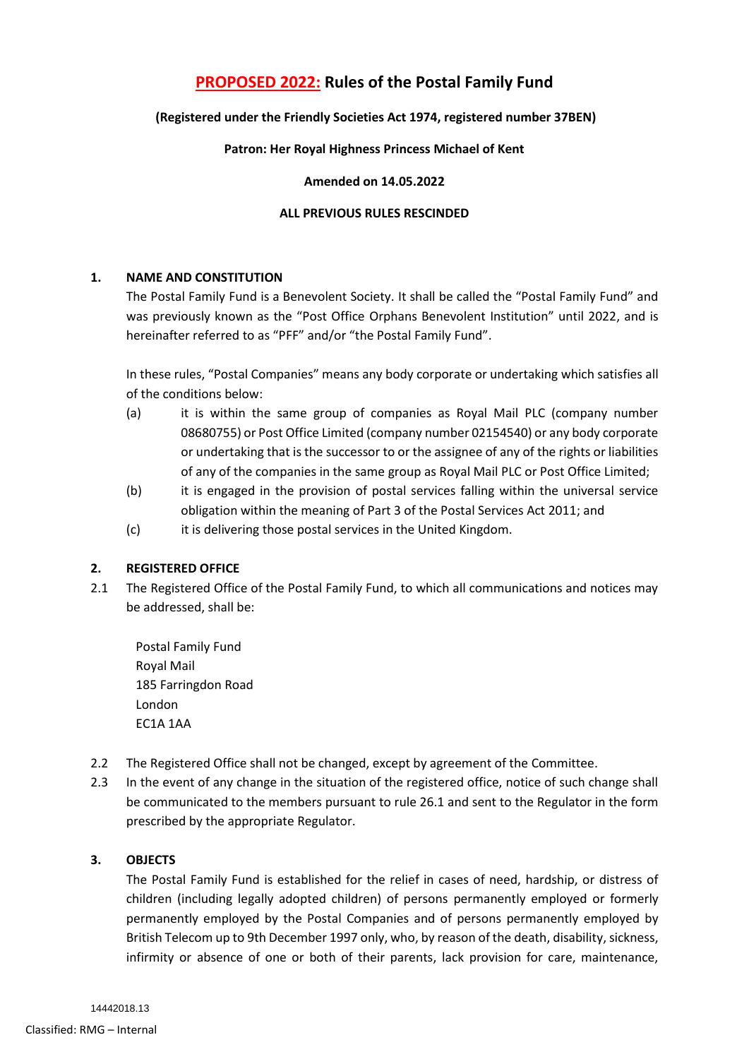# PROPOSED 2022: Rules of the Postal Family Fund

**(Registered under the Friendly Societies Act 1974, registered number 37BEN)**

**Patron: Her Royal Highness Princess Michael of Kent**

**Amended on 14.05.2022**

**ALL PREVIOUS RULES RESCINDED**

## 1. NAME AND CONSTITUTION

The Postal Family Fund is a Benevolent Society. It shall be called the "Postal Family Fund" and was previously known as the "Post Office Orphans Benevolent Institution" until 2022, and is hereinafter referred to as "PFF" and/or "the Postal Family Fund".

In these rules, "Postal Companies" means any body corporate or undertaking which satisfies all of the conditions below:

(a) it is within the same group of companies as Royal Mail PLC (company number 08680755) or Post Office Limited (company number 02154540) or any body corporate or undertaking that is the successor to or the assignee of any of the rights or liabilities of any of the companies in the same group as Royal Mail PLC or Post Office Limited;

(b) it is engaged in the provision of postal services falling within the universal service obligation within the meaning of Part 3 of the Postal Services Act 2011; and

(c) it is delivering those postal services in the United Kingdom.

## 2. REGISTERED OFFICE

2.1 The Registered Office of the Postal Family Fund, to which all communications and notices may be addressed, shall be:

Postal Family Fund
Royal Mail
185 Farringdon Road
London
EC1A 1AA

2.2 The Registered Office shall not be changed, except by agreement of the Committee.

2.3 In the event of any change in the situation of the registered office, notice of such change shall be communicated to the members pursuant to rule 26.1 and sent to the Regulator in the form prescribed by the appropriate Regulator.

## 3. OBJECTS

The Postal Family Fund is established for the relief in cases of need, hardship, or distress of children (including legally adopted children) of persons permanently employed or formerly permanently employed by the Postal Companies and of persons permanently employed by British Telecom up to 9th December 1997 only, who, by reason of the death, disability, sickness, infirmity or absence of one or both of their parents, lack provision for care, maintenance,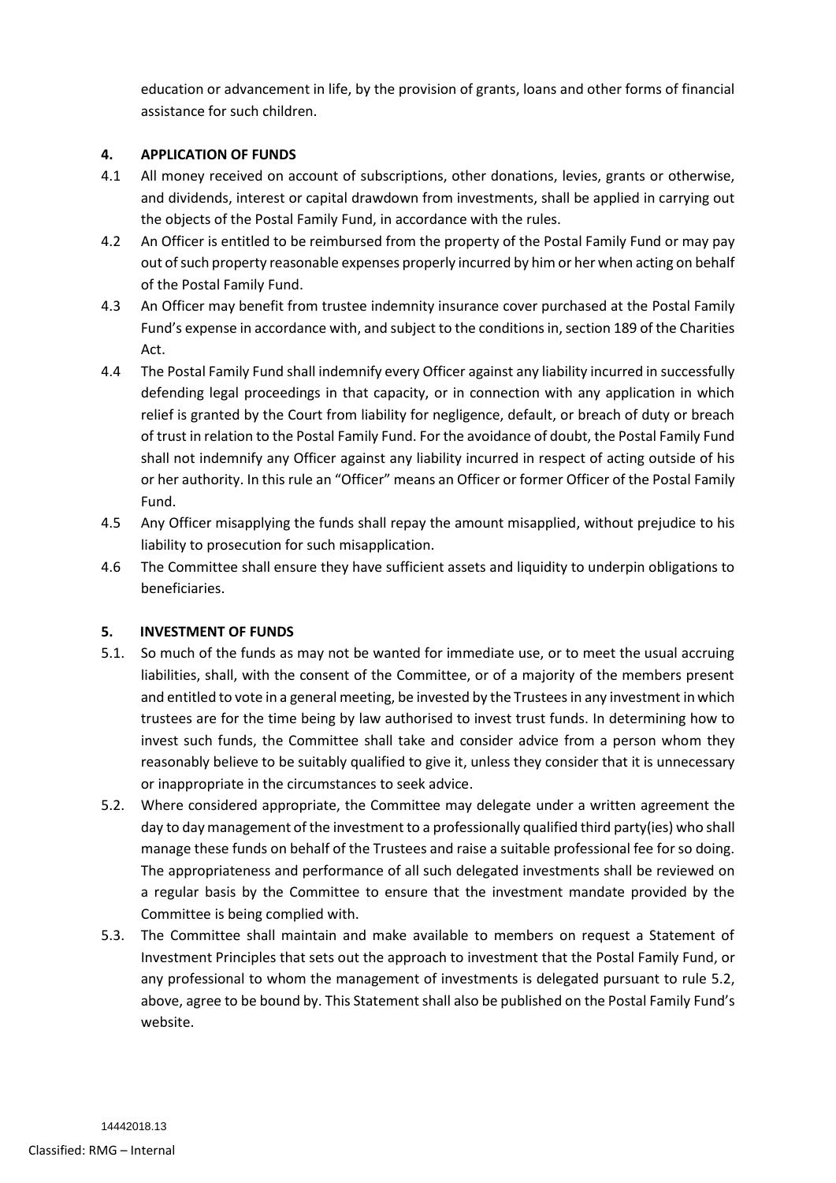education or advancement in life, by the provision of grants, loans and other forms of financial assistance for such children.

## 4. APPLICATION OF FUNDS

4.1 All money received on account of subscriptions, other donations, levies, grants or otherwise, and dividends, interest or capital drawdown from investments, shall be applied in carrying out the objects of the Postal Family Fund, in accordance with the rules.

4.2 An Officer is entitled to be reimbursed from the property of the Postal Family Fund or may pay out of such property reasonable expenses properly incurred by him or her when acting on behalf of the Postal Family Fund.

4.3 An Officer may benefit from trustee indemnity insurance cover purchased at the Postal Family Fund's expense in accordance with, and subject to the conditions in, section 189 of the Charities Act.

4.4 The Postal Family Fund shall indemnify every Officer against any liability incurred in successfully defending legal proceedings in that capacity, or in connection with any application in which relief is granted by the Court from liability for negligence, default, or breach of duty or breach of trust in relation to the Postal Family Fund. For the avoidance of doubt, the Postal Family Fund shall not indemnify any Officer against any liability incurred in respect of acting outside of his or her authority. In this rule an "Officer" means an Officer or former Officer of the Postal Family Fund.

4.5 Any Officer misapplying the funds shall repay the amount misapplied, without prejudice to his liability to prosecution for such misapplication.

4.6 The Committee shall ensure they have sufficient assets and liquidity to underpin obligations to beneficiaries.

## 5. INVESTMENT OF FUNDS

5.1. So much of the funds as may not be wanted for immediate use, or to meet the usual accruing liabilities, shall, with the consent of the Committee, or of a majority of the members present and entitled to vote in a general meeting, be invested by the Trustees in any investment in which trustees are for the time being by law authorised to invest trust funds. In determining how to invest such funds, the Committee shall take and consider advice from a person whom they reasonably believe to be suitably qualified to give it, unless they consider that it is unnecessary or inappropriate in the circumstances to seek advice.

5.2. Where considered appropriate, the Committee may delegate under a written agreement the day to day management of the investment to a professionally qualified third party(ies) who shall manage these funds on behalf of the Trustees and raise a suitable professional fee for so doing. The appropriateness and performance of all such delegated investments shall be reviewed on a regular basis by the Committee to ensure that the investment mandate provided by the Committee is being complied with.

5.3. The Committee shall maintain and make available to members on request a Statement of Investment Principles that sets out the approach to investment that the Postal Family Fund, or any professional to whom the management of investments is delegated pursuant to rule 5.2, above, agree to be bound by. This Statement shall also be published on the Postal Family Fund's website.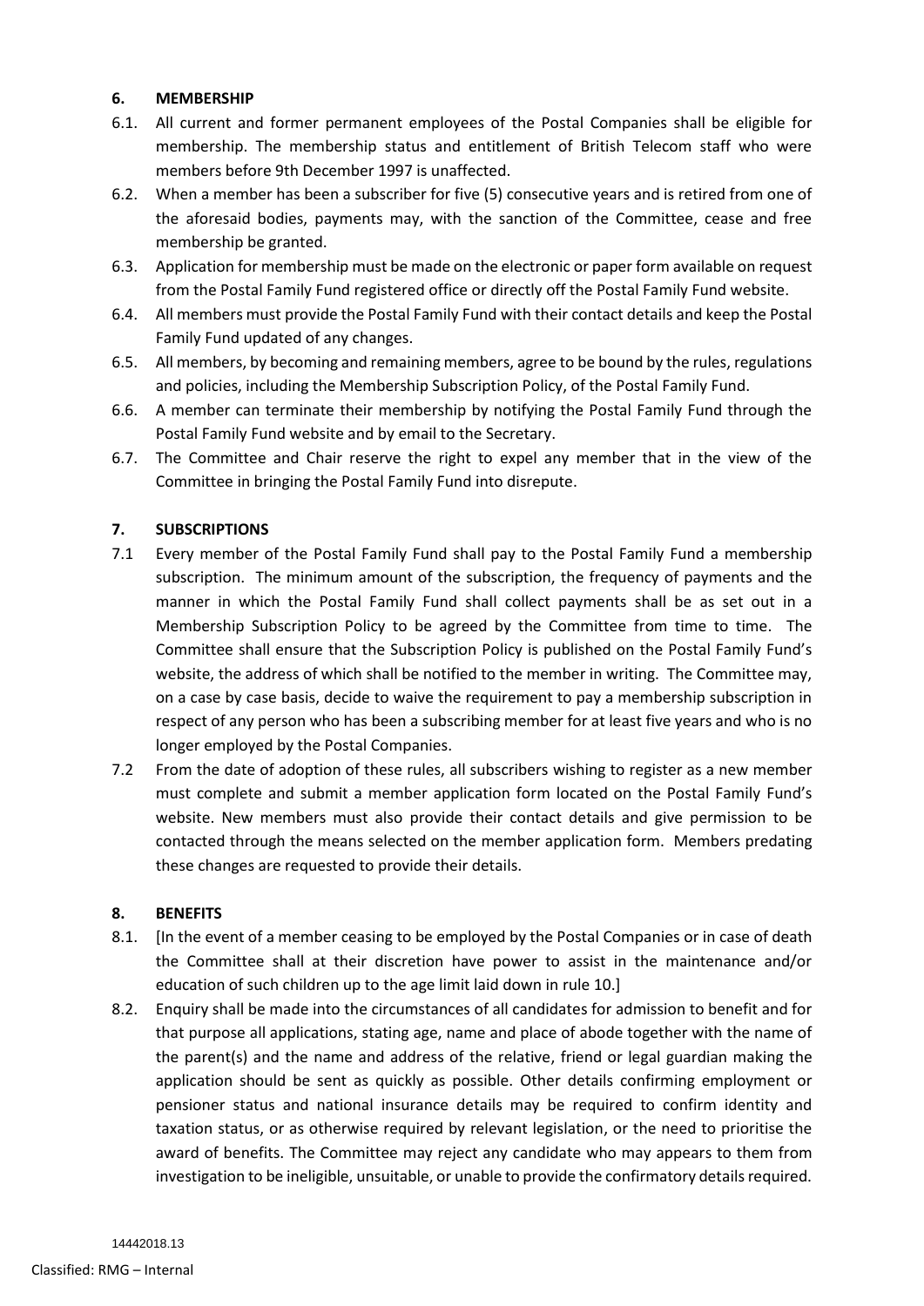## 6. MEMBERSHIP

6.1. All current and former permanent employees of the Postal Companies shall be eligible for membership. The membership status and entitlement of British Telecom staff who were members before 9th December 1997 is unaffected.

6.2. When a member has been a subscriber for five (5) consecutive years and is retired from one of the aforesaid bodies, payments may, with the sanction of the Committee, cease and free membership be granted.

6.3. Application for membership must be made on the electronic or paper form available on request from the Postal Family Fund registered office or directly off the Postal Family Fund website.

6.4. All members must provide the Postal Family Fund with their contact details and keep the Postal Family Fund updated of any changes.

6.5. All members, by becoming and remaining members, agree to be bound by the rules, regulations and policies, including the Membership Subscription Policy, of the Postal Family Fund.

6.6. A member can terminate their membership by notifying the Postal Family Fund through the Postal Family Fund website and by email to the Secretary.

6.7. The Committee and Chair reserve the right to expel any member that in the view of the Committee in bringing the Postal Family Fund into disrepute.

## 7. SUBSCRIPTIONS

7.1 Every member of the Postal Family Fund shall pay to the Postal Family Fund a membership subscription. The minimum amount of the subscription, the frequency of payments and the manner in which the Postal Family Fund shall collect payments shall be as set out in a Membership Subscription Policy to be agreed by the Committee from time to time. The Committee shall ensure that the Subscription Policy is published on the Postal Family Fund's website, the address of which shall be notified to the member in writing. The Committee may, on a case by case basis, decide to waive the requirement to pay a membership subscription in respect of any person who has been a subscribing member for at least five years and who is no longer employed by the Postal Companies.

7.2 From the date of adoption of these rules, all subscribers wishing to register as a new member must complete and submit a member application form located on the Postal Family Fund's website. New members must also provide their contact details and give permission to be contacted through the means selected on the member application form. Members predating these changes are requested to provide their details.

## 8. BENEFITS

8.1. [In the event of a member ceasing to be employed by the Postal Companies or in case of death the Committee shall at their discretion have power to assist in the maintenance and/or education of such children up to the age limit laid down in rule 10.]

8.2. Enquiry shall be made into the circumstances of all candidates for admission to benefit and for that purpose all applications, stating age, name and place of abode together with the name of the parent(s) and the name and address of the relative, friend or legal guardian making the application should be sent as quickly as possible. Other details confirming employment or pensioner status and national insurance details may be required to confirm identity and taxation status, or as otherwise required by relevant legislation, or the need to prioritise the award of benefits. The Committee may reject any candidate who may appears to them from investigation to be ineligible, unsuitable, or unable to provide the confirmatory details required.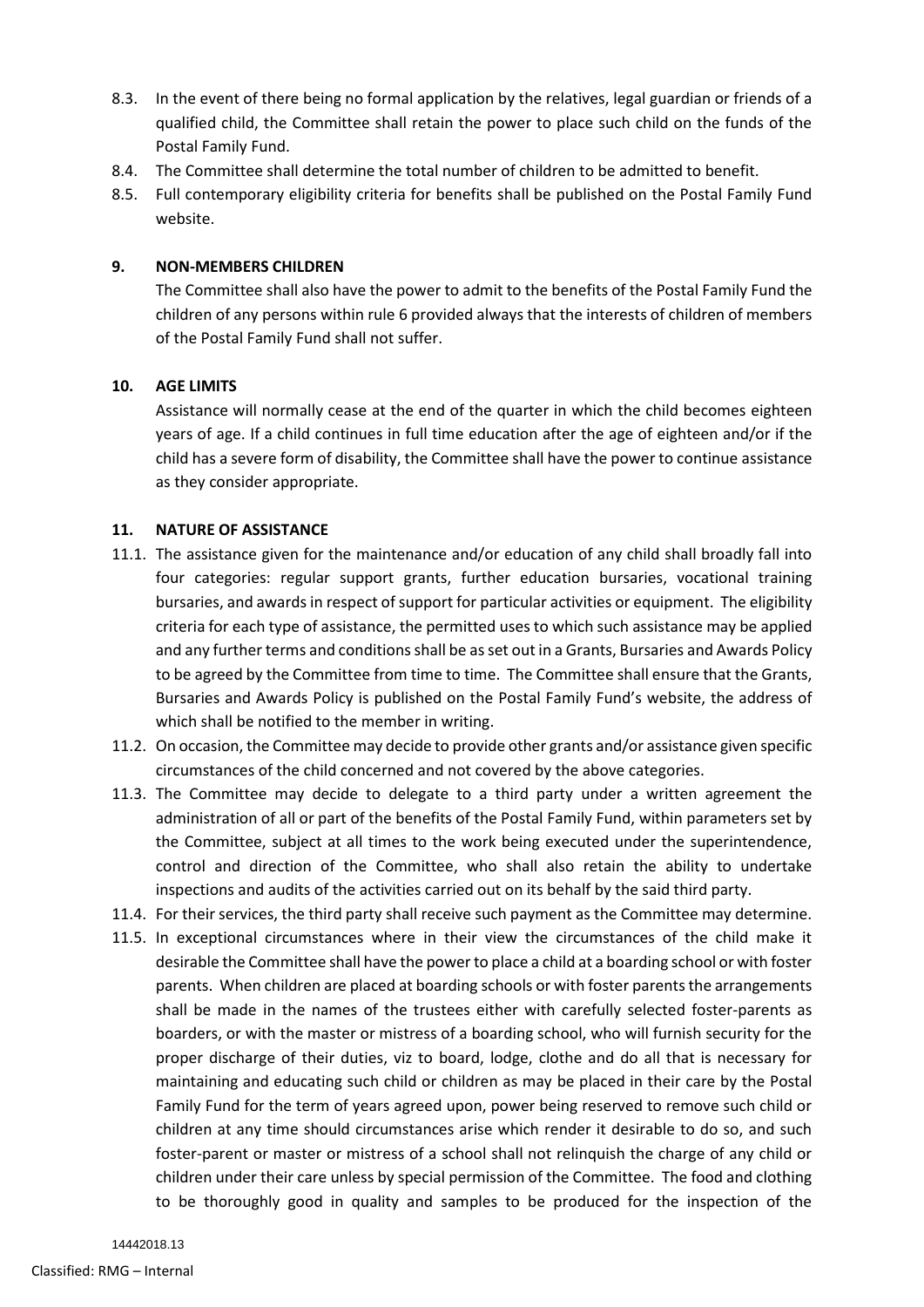8.3. In the event of there being no formal application by the relatives, legal guardian or friends of a qualified child, the Committee shall retain the power to place such child on the funds of the Postal Family Fund.

8.4. The Committee shall determine the total number of children to be admitted to benefit.

8.5. Full contemporary eligibility criteria for benefits shall be published on the Postal Family Fund website.

## 9. NON-MEMBERS CHILDREN

The Committee shall also have the power to admit to the benefits of the Postal Family Fund the children of any persons within rule 6 provided always that the interests of children of members of the Postal Family Fund shall not suffer.

## 10. AGE LIMITS

Assistance will normally cease at the end of the quarter in which the child becomes eighteen years of age. If a child continues in full time education after the age of eighteen and/or if the child has a severe form of disability, the Committee shall have the power to continue assistance as they consider appropriate.

## 11. NATURE OF ASSISTANCE

11.1. The assistance given for the maintenance and/or education of any child shall broadly fall into four categories: regular support grants, further education bursaries, vocational training bursaries, and awards in respect of support for particular activities or equipment. The eligibility criteria for each type of assistance, the permitted uses to which such assistance may be applied and any further terms and conditions shall be as set out in a Grants, Bursaries and Awards Policy to be agreed by the Committee from time to time. The Committee shall ensure that the Grants, Bursaries and Awards Policy is published on the Postal Family Fund's website, the address of which shall be notified to the member in writing.

11.2. On occasion, the Committee may decide to provide other grants and/or assistance given specific circumstances of the child concerned and not covered by the above categories.

11.3. The Committee may decide to delegate to a third party under a written agreement the administration of all or part of the benefits of the Postal Family Fund, within parameters set by the Committee, subject at all times to the work being executed under the superintendence, control and direction of the Committee, who shall also retain the ability to undertake inspections and audits of the activities carried out on its behalf by the said third party.

11.4. For their services, the third party shall receive such payment as the Committee may determine.

11.5. In exceptional circumstances where in their view the circumstances of the child make it desirable the Committee shall have the power to place a child at a boarding school or with foster parents. When children are placed at boarding schools or with foster parents the arrangements shall be made in the names of the trustees either with carefully selected foster-parents as boarders, or with the master or mistress of a boarding school, who will furnish security for the proper discharge of their duties, viz to board, lodge, clothe and do all that is necessary for maintaining and educating such child or children as may be placed in their care by the Postal Family Fund for the term of years agreed upon, power being reserved to remove such child or children at any time should circumstances arise which render it desirable to do so, and such foster-parent or master or mistress of a school shall not relinquish the charge of any child or children under their care unless by special permission of the Committee. The food and clothing to be thoroughly good in quality and samples to be produced for the inspection of the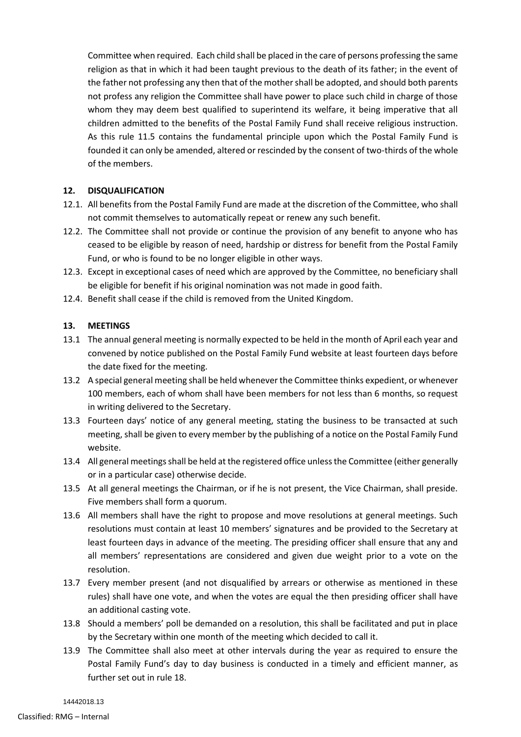Committee when required. Each child shall be placed in the care of persons professing the same religion as that in which it had been taught previous to the death of its father; in the event of the father not professing any then that of the mother shall be adopted, and should both parents not profess any religion the Committee shall have power to place such child in charge of those whom they may deem best qualified to superintend its welfare, it being imperative that all children admitted to the benefits of the Postal Family Fund shall receive religious instruction. As this rule 11.5 contains the fundamental principle upon which the Postal Family Fund is founded it can only be amended, altered or rescinded by the consent of two-thirds of the whole of the members.

## 12. DISQUALIFICATION

12.1. All benefits from the Postal Family Fund are made at the discretion of the Committee, who shall not commit themselves to automatically repeat or renew any such benefit.

12.2. The Committee shall not provide or continue the provision of any benefit to anyone who has ceased to be eligible by reason of need, hardship or distress for benefit from the Postal Family Fund, or who is found to be no longer eligible in other ways.

12.3. Except in exceptional cases of need which are approved by the Committee, no beneficiary shall be eligible for benefit if his original nomination was not made in good faith.

12.4. Benefit shall cease if the child is removed from the United Kingdom.

## 13. MEETINGS

13.1 The annual general meeting is normally expected to be held in the month of April each year and convened by notice published on the Postal Family Fund website at least fourteen days before the date fixed for the meeting.

13.2 A special general meeting shall be held whenever the Committee thinks expedient, or whenever 100 members, each of whom shall have been members for not less than 6 months, so request in writing delivered to the Secretary.

13.3 Fourteen days' notice of any general meeting, stating the business to be transacted at such meeting, shall be given to every member by the publishing of a notice on the Postal Family Fund website.

13.4 All general meetings shall be held at the registered office unless the Committee (either generally or in a particular case) otherwise decide.

13.5 At all general meetings the Chairman, or if he is not present, the Vice Chairman, shall preside. Five members shall form a quorum.

13.6 All members shall have the right to propose and move resolutions at general meetings. Such resolutions must contain at least 10 members' signatures and be provided to the Secretary at least fourteen days in advance of the meeting. The presiding officer shall ensure that any and all members' representations are considered and given due weight prior to a vote on the resolution.

13.7 Every member present (and not disqualified by arrears or otherwise as mentioned in these rules) shall have one vote, and when the votes are equal the then presiding officer shall have an additional casting vote.

13.8 Should a members' poll be demanded on a resolution, this shall be facilitated and put in place by the Secretary within one month of the meeting which decided to call it.

13.9 The Committee shall also meet at other intervals during the year as required to ensure the Postal Family Fund's day to day business is conducted in a timely and efficient manner, as further set out in rule 18.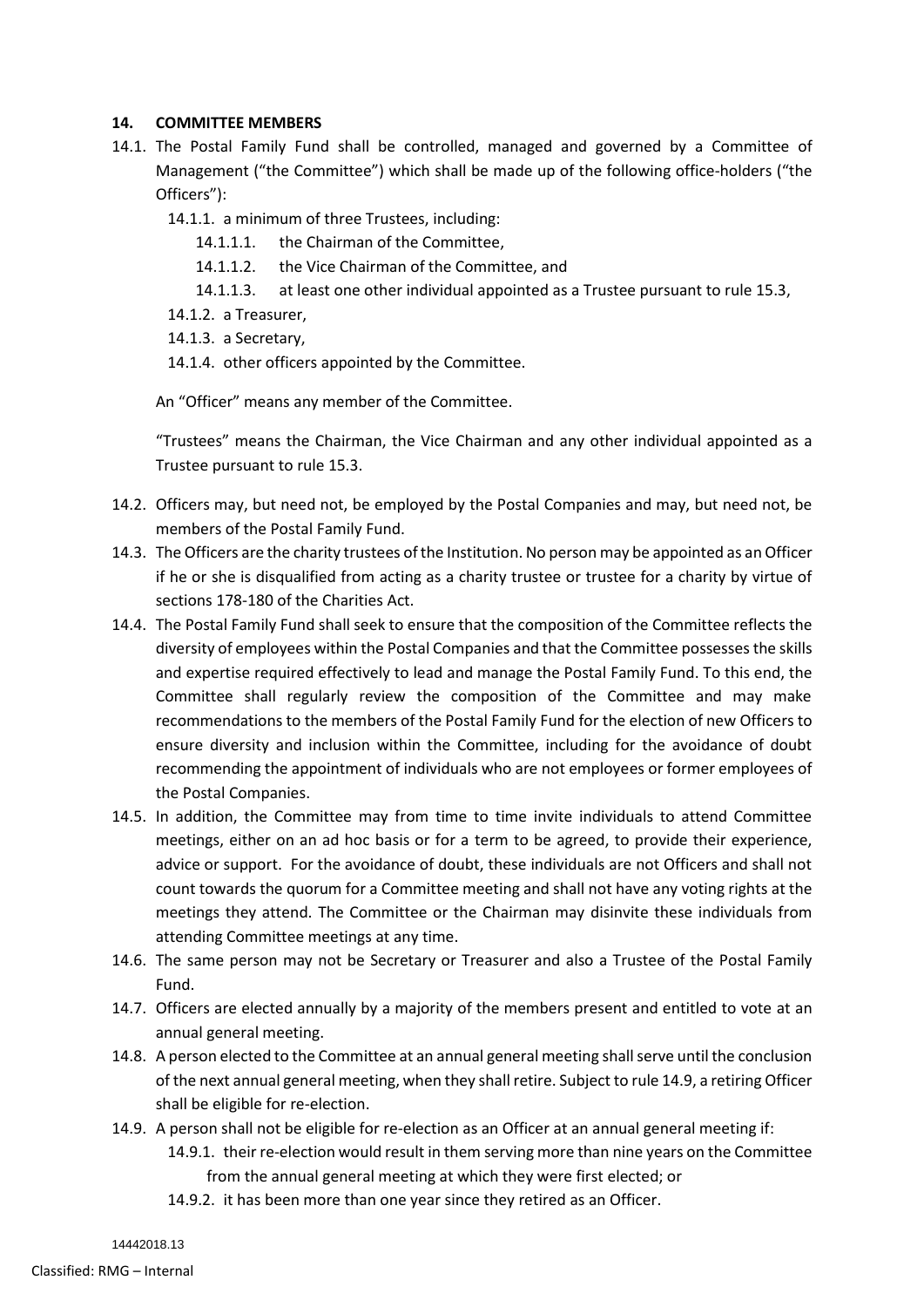### 14. COMMITTEE MEMBERS

14.1. The Postal Family Fund shall be controlled, managed and governed by a Committee of Management ("the Committee") which shall be made up of the following office-holders ("the Officers"):

- 14.1.1. a minimum of three Trustees, including:
  - 14.1.1.1. the Chairman of the Committee,
  - 14.1.1.2. the Vice Chairman of the Committee, and
  - 14.1.1.3. at least one other individual appointed as a Trustee pursuant to rule 15.3,
- 14.1.2. a Treasurer,
- 14.1.3. a Secretary,
- 14.1.4. other officers appointed by the Committee.

An "Officer" means any member of the Committee.

"Trustees" means the Chairman, the Vice Chairman and any other individual appointed as a Trustee pursuant to rule 15.3.

14.2. Officers may, but need not, be employed by the Postal Companies and may, but need not, be members of the Postal Family Fund.

14.3. The Officers are the charity trustees of the Institution. No person may be appointed as an Officer if he or she is disqualified from acting as a charity trustee or trustee for a charity by virtue of sections 178-180 of the Charities Act.

14.4. The Postal Family Fund shall seek to ensure that the composition of the Committee reflects the diversity of employees within the Postal Companies and that the Committee possesses the skills and expertise required effectively to lead and manage the Postal Family Fund. To this end, the Committee shall regularly review the composition of the Committee and may make recommendations to the members of the Postal Family Fund for the election of new Officers to ensure diversity and inclusion within the Committee, including for the avoidance of doubt recommending the appointment of individuals who are not employees or former employees of the Postal Companies.

14.5. In addition, the Committee may from time to time invite individuals to attend Committee meetings, either on an ad hoc basis or for a term to be agreed, to provide their experience, advice or support. For the avoidance of doubt, these individuals are not Officers and shall not count towards the quorum for a Committee meeting and shall not have any voting rights at the meetings they attend. The Committee or the Chairman may disinvite these individuals from attending Committee meetings at any time.

14.6. The same person may not be Secretary or Treasurer and also a Trustee of the Postal Family Fund.

14.7. Officers are elected annually by a majority of the members present and entitled to vote at an annual general meeting.

14.8. A person elected to the Committee at an annual general meeting shall serve until the conclusion of the next annual general meeting, when they shall retire. Subject to rule 14.9, a retiring Officer shall be eligible for re-election.

14.9. A person shall not be eligible for re-election as an Officer at an annual general meeting if:

- 14.9.1. their re-election would result in them serving more than nine years on the Committee from the annual general meeting at which they were first elected; or
- 14.9.2. it has been more than one year since they retired as an Officer.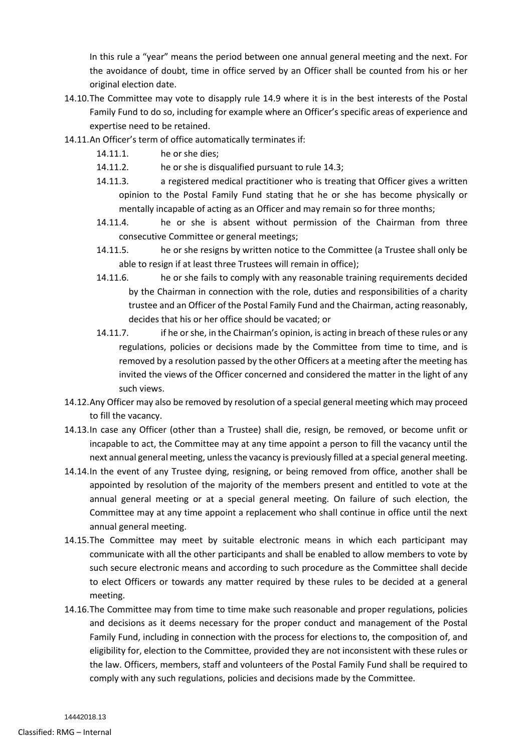In this rule a "year" means the period between one annual general meeting and the next. For the avoidance of doubt, time in office served by an Officer shall be counted from his or her original election date.

14.10. The Committee may vote to disapply rule 14.9 where it is in the best interests of the Postal Family Fund to do so, including for example where an Officer's specific areas of experience and expertise need to be retained.

14.11. An Officer's term of office automatically terminates if:

14.11.1. he or she dies;

14.11.2. he or she is disqualified pursuant to rule 14.3;

14.11.3. a registered medical practitioner who is treating that Officer gives a written opinion to the Postal Family Fund stating that he or she has become physically or mentally incapable of acting as an Officer and may remain so for three months;

14.11.4. he or she is absent without permission of the Chairman from three consecutive Committee or general meetings;

14.11.5. he or she resigns by written notice to the Committee (a Trustee shall only be able to resign if at least three Trustees will remain in office);

14.11.6. he or she fails to comply with any reasonable training requirements decided by the Chairman in connection with the role, duties and responsibilities of a charity trustee and an Officer of the Postal Family Fund and the Chairman, acting reasonably, decides that his or her office should be vacated; or

14.11.7. if he or she, in the Chairman's opinion, is acting in breach of these rules or any regulations, policies or decisions made by the Committee from time to time, and is removed by a resolution passed by the other Officers at a meeting after the meeting has invited the views of the Officer concerned and considered the matter in the light of any such views.

14.12. Any Officer may also be removed by resolution of a special general meeting which may proceed to fill the vacancy.

14.13. In case any Officer (other than a Trustee) shall die, resign, be removed, or become unfit or incapable to act, the Committee may at any time appoint a person to fill the vacancy until the next annual general meeting, unless the vacancy is previously filled at a special general meeting.

14.14. In the event of any Trustee dying, resigning, or being removed from office, another shall be appointed by resolution of the majority of the members present and entitled to vote at the annual general meeting or at a special general meeting. On failure of such election, the Committee may at any time appoint a replacement who shall continue in office until the next annual general meeting.

14.15. The Committee may meet by suitable electronic means in which each participant may communicate with all the other participants and shall be enabled to allow members to vote by such secure electronic means and according to such procedure as the Committee shall decide to elect Officers or towards any matter required by these rules to be decided at a general meeting.

14.16. The Committee may from time to time make such reasonable and proper regulations, policies and decisions as it deems necessary for the proper conduct and management of the Postal Family Fund, including in connection with the process for elections to, the composition of, and eligibility for, election to the Committee, provided they are not inconsistent with these rules or the law. Officers, members, staff and volunteers of the Postal Family Fund shall be required to comply with any such regulations, policies and decisions made by the Committee.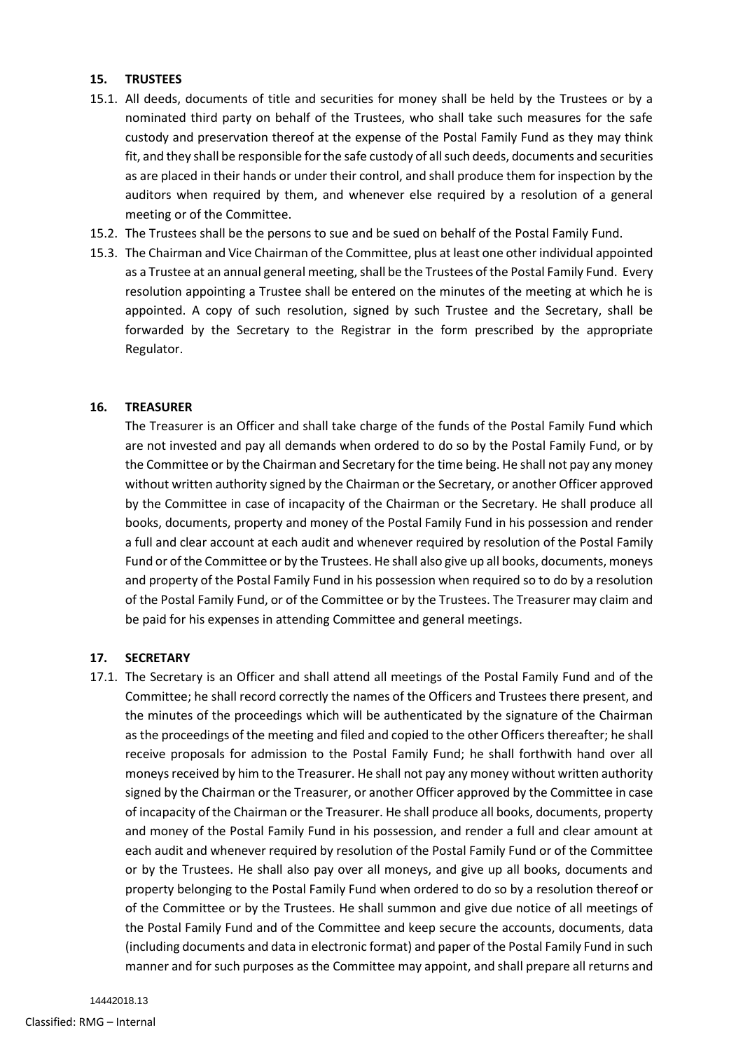## 15. TRUSTEES

15.1. All deeds, documents of title and securities for money shall be held by the Trustees or by a nominated third party on behalf of the Trustees, who shall take such measures for the safe custody and preservation thereof at the expense of the Postal Family Fund as they may think fit, and they shall be responsible for the safe custody of all such deeds, documents and securities as are placed in their hands or under their control, and shall produce them for inspection by the auditors when required by them, and whenever else required by a resolution of a general meeting or of the Committee.

15.2. The Trustees shall be the persons to sue and be sued on behalf of the Postal Family Fund.

15.3. The Chairman and Vice Chairman of the Committee, plus at least one other individual appointed as a Trustee at an annual general meeting, shall be the Trustees of the Postal Family Fund. Every resolution appointing a Trustee shall be entered on the minutes of the meeting at which he is appointed. A copy of such resolution, signed by such Trustee and the Secretary, shall be forwarded by the Secretary to the Registrar in the form prescribed by the appropriate Regulator.

## 16. TREASURER

The Treasurer is an Officer and shall take charge of the funds of the Postal Family Fund which are not invested and pay all demands when ordered to do so by the Postal Family Fund, or by the Committee or by the Chairman and Secretary for the time being. He shall not pay any money without written authority signed by the Chairman or the Secretary, or another Officer approved by the Committee in case of incapacity of the Chairman or the Secretary. He shall produce all books, documents, property and money of the Postal Family Fund in his possession and render a full and clear account at each audit and whenever required by resolution of the Postal Family Fund or of the Committee or by the Trustees. He shall also give up all books, documents, moneys and property of the Postal Family Fund in his possession when required so to do by a resolution of the Postal Family Fund, or of the Committee or by the Trustees. The Treasurer may claim and be paid for his expenses in attending Committee and general meetings.

## 17. SECRETARY

17.1. The Secretary is an Officer and shall attend all meetings of the Postal Family Fund and of the Committee; he shall record correctly the names of the Officers and Trustees there present, and the minutes of the proceedings which will be authenticated by the signature of the Chairman as the proceedings of the meeting and filed and copied to the other Officers thereafter; he shall receive proposals for admission to the Postal Family Fund; he shall forthwith hand over all moneys received by him to the Treasurer. He shall not pay any money without written authority signed by the Chairman or the Treasurer, or another Officer approved by the Committee in case of incapacity of the Chairman or the Treasurer. He shall produce all books, documents, property and money of the Postal Family Fund in his possession, and render a full and clear amount at each audit and whenever required by resolution of the Postal Family Fund or of the Committee or by the Trustees. He shall also pay over all moneys, and give up all books, documents and property belonging to the Postal Family Fund when ordered to do so by a resolution thereof or of the Committee or by the Trustees. He shall summon and give due notice of all meetings of the Postal Family Fund and of the Committee and keep secure the accounts, documents, data (including documents and data in electronic format) and paper of the Postal Family Fund in such manner and for such purposes as the Committee may appoint, and shall prepare all returns and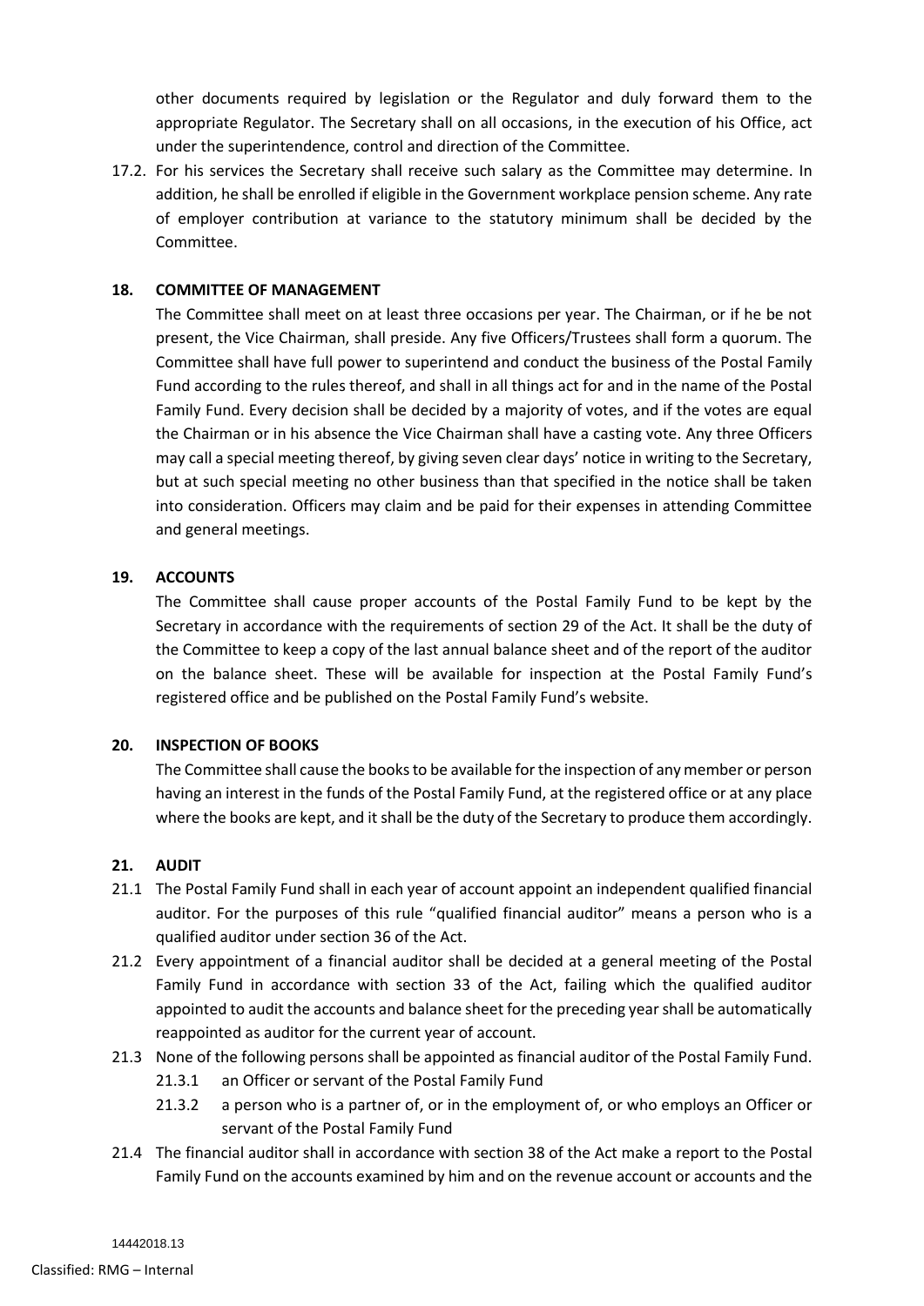other documents required by legislation or the Regulator and duly forward them to the appropriate Regulator. The Secretary shall on all occasions, in the execution of his Office, act under the superintendence, control and direction of the Committee.

17.2. For his services the Secretary shall receive such salary as the Committee may determine. In addition, he shall be enrolled if eligible in the Government workplace pension scheme. Any rate of employer contribution at variance to the statutory minimum shall be decided by the Committee.

## 18. COMMITTEE OF MANAGEMENT

The Committee shall meet on at least three occasions per year. The Chairman, or if he be not present, the Vice Chairman, shall preside. Any five Officers/Trustees shall form a quorum. The Committee shall have full power to superintend and conduct the business of the Postal Family Fund according to the rules thereof, and shall in all things act for and in the name of the Postal Family Fund. Every decision shall be decided by a majority of votes, and if the votes are equal the Chairman or in his absence the Vice Chairman shall have a casting vote. Any three Officers may call a special meeting thereof, by giving seven clear days' notice in writing to the Secretary, but at such special meeting no other business than that specified in the notice shall be taken into consideration. Officers may claim and be paid for their expenses in attending Committee and general meetings.

## 19. ACCOUNTS

The Committee shall cause proper accounts of the Postal Family Fund to be kept by the Secretary in accordance with the requirements of section 29 of the Act. It shall be the duty of the Committee to keep a copy of the last annual balance sheet and of the report of the auditor on the balance sheet. These will be available for inspection at the Postal Family Fund's registered office and be published on the Postal Family Fund's website.

## 20. INSPECTION OF BOOKS

The Committee shall cause the books to be available for the inspection of any member or person having an interest in the funds of the Postal Family Fund, at the registered office or at any place where the books are kept, and it shall be the duty of the Secretary to produce them accordingly.

## 21. AUDIT

21.1 The Postal Family Fund shall in each year of account appoint an independent qualified financial auditor. For the purposes of this rule "qualified financial auditor" means a person who is a qualified auditor under section 36 of the Act.

21.2 Every appointment of a financial auditor shall be decided at a general meeting of the Postal Family Fund in accordance with section 33 of the Act, failing which the qualified auditor appointed to audit the accounts and balance sheet for the preceding year shall be automatically reappointed as auditor for the current year of account.

21.3 None of the following persons shall be appointed as financial auditor of the Postal Family Fund.

- 21.3.1 an Officer or servant of the Postal Family Fund
- 21.3.2 a person who is a partner of, or in the employment of, or who employs an Officer or servant of the Postal Family Fund

21.4 The financial auditor shall in accordance with section 38 of the Act make a report to the Postal Family Fund on the accounts examined by him and on the revenue account or accounts and the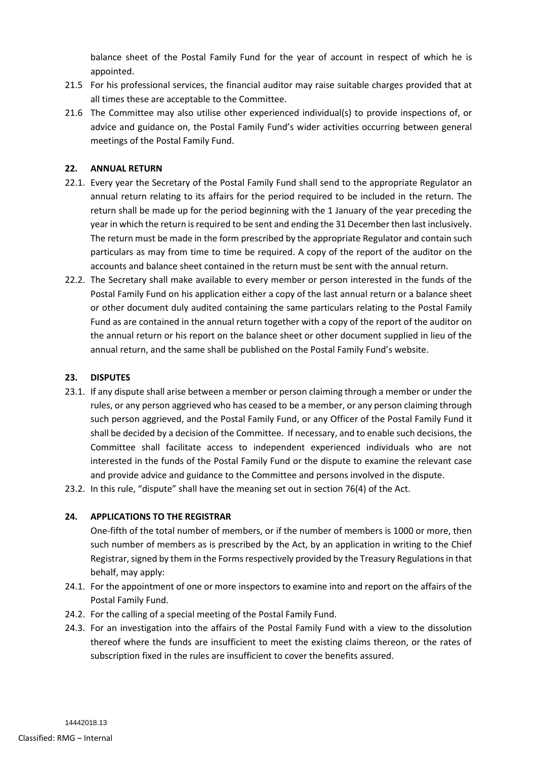balance sheet of the Postal Family Fund for the year of account in respect of which he is appointed.

21.5 For his professional services, the financial auditor may raise suitable charges provided that at all times these are acceptable to the Committee.

21.6 The Committee may also utilise other experienced individual(s) to provide inspections of, or advice and guidance on, the Postal Family Fund's wider activities occurring between general meetings of the Postal Family Fund.

## 22. ANNUAL RETURN

22.1. Every year the Secretary of the Postal Family Fund shall send to the appropriate Regulator an annual return relating to its affairs for the period required to be included in the return. The return shall be made up for the period beginning with the 1 January of the year preceding the year in which the return is required to be sent and ending the 31 December then last inclusively. The return must be made in the form prescribed by the appropriate Regulator and contain such particulars as may from time to time be required. A copy of the report of the auditor on the accounts and balance sheet contained in the return must be sent with the annual return.

22.2. The Secretary shall make available to every member or person interested in the funds of the Postal Family Fund on his application either a copy of the last annual return or a balance sheet or other document duly audited containing the same particulars relating to the Postal Family Fund as are contained in the annual return together with a copy of the report of the auditor on the annual return or his report on the balance sheet or other document supplied in lieu of the annual return, and the same shall be published on the Postal Family Fund's website.

## 23. DISPUTES

23.1. If any dispute shall arise between a member or person claiming through a member or under the rules, or any person aggrieved who has ceased to be a member, or any person claiming through such person aggrieved, and the Postal Family Fund, or any Officer of the Postal Family Fund it shall be decided by a decision of the Committee. If necessary, and to enable such decisions, the Committee shall facilitate access to independent experienced individuals who are not interested in the funds of the Postal Family Fund or the dispute to examine the relevant case and provide advice and guidance to the Committee and persons involved in the dispute.

23.2. In this rule, "dispute" shall have the meaning set out in section 76(4) of the Act.

## 24. APPLICATIONS TO THE REGISTRAR

One-fifth of the total number of members, or if the number of members is 1000 or more, then such number of members as is prescribed by the Act, by an application in writing to the Chief Registrar, signed by them in the Forms respectively provided by the Treasury Regulations in that behalf, may apply:

24.1. For the appointment of one or more inspectors to examine into and report on the affairs of the Postal Family Fund.

24.2. For the calling of a special meeting of the Postal Family Fund.

24.3. For an investigation into the affairs of the Postal Family Fund with a view to the dissolution thereof where the funds are insufficient to meet the existing claims thereon, or the rates of subscription fixed in the rules are insufficient to cover the benefits assured.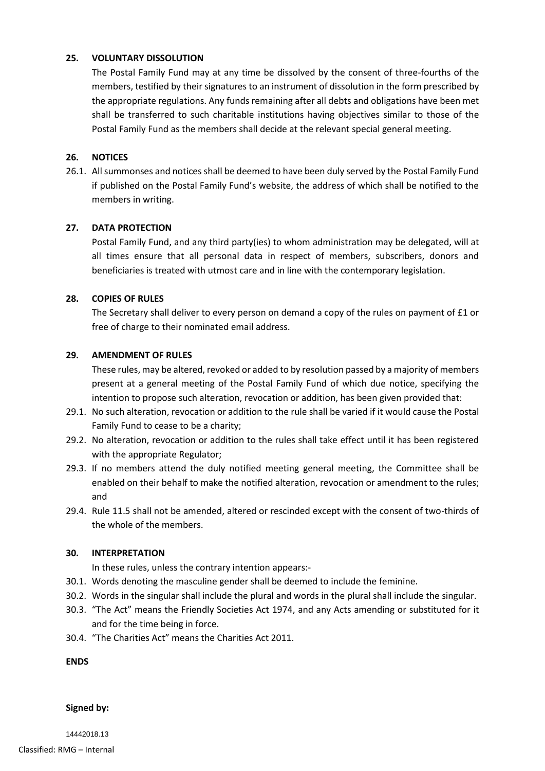**25. VOLUNTARY DISSOLUTION**

The Postal Family Fund may at any time be dissolved by the consent of three-fourths of the members, testified by their signatures to an instrument of dissolution in the form prescribed by the appropriate regulations. Any funds remaining after all debts and obligations have been met shall be transferred to such charitable institutions having objectives similar to those of the Postal Family Fund as the members shall decide at the relevant special general meeting.

**26. NOTICES**

26.1. All summonses and notices shall be deemed to have been duly served by the Postal Family Fund if published on the Postal Family Fund's website, the address of which shall be notified to the members in writing.

**27. DATA PROTECTION**

Postal Family Fund, and any third party(ies) to whom administration may be delegated, will at all times ensure that all personal data in respect of members, subscribers, donors and beneficiaries is treated with utmost care and in line with the contemporary legislation.

**28. COPIES OF RULES**

The Secretary shall deliver to every person on demand a copy of the rules on payment of £1 or free of charge to their nominated email address.

**29. AMENDMENT OF RULES**

These rules, may be altered, revoked or added to by resolution passed by a majority of members present at a general meeting of the Postal Family Fund of which due notice, specifying the intention to propose such alteration, revocation or addition, has been given provided that:

29.1. No such alteration, revocation or addition to the rule shall be varied if it would cause the Postal Family Fund to cease to be a charity;

29.2. No alteration, revocation or addition to the rules shall take effect until it has been registered with the appropriate Regulator;

29.3. If no members attend the duly notified meeting general meeting, the Committee shall be enabled on their behalf to make the notified alteration, revocation or amendment to the rules; and

29.4. Rule 11.5 shall not be amended, altered or rescinded except with the consent of two-thirds of the whole of the members.

**30. INTERPRETATION**

In these rules, unless the contrary intention appears:-

30.1. Words denoting the masculine gender shall be deemed to include the feminine.

30.2. Words in the singular shall include the plural and words in the plural shall include the singular.

30.3. "The Act" means the Friendly Societies Act 1974, and any Acts amending or substituted for it and for the time being in force.

30.4. "The Charities Act" means the Charities Act 2011.

**ENDS**

**Signed by:**

14442018.13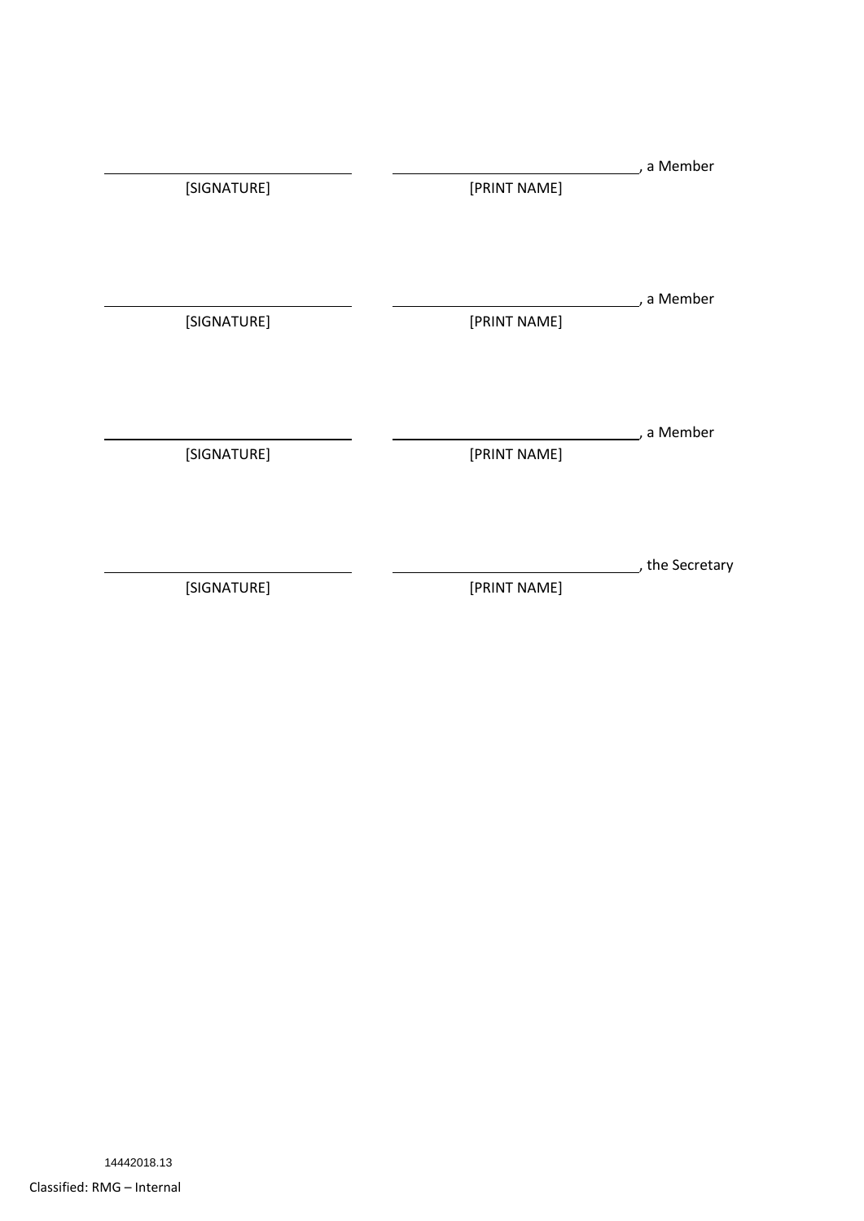_____________________________ &nbsp;&nbsp;&nbsp;&nbsp; _____________________________, a Member

[SIGNATURE] &nbsp;&nbsp;&nbsp;&nbsp; [PRINT NAME]

_____________________________ &nbsp;&nbsp;&nbsp;&nbsp; _____________________________, a Member

[SIGNATURE] &nbsp;&nbsp;&nbsp;&nbsp; [PRINT NAME]

_____________________________ &nbsp;&nbsp;&nbsp;&nbsp; _____________________________, a Member

[SIGNATURE] &nbsp;&nbsp;&nbsp;&nbsp; [PRINT NAME]

_____________________________ &nbsp;&nbsp;&nbsp;&nbsp; _____________________________, the Secretary

[SIGNATURE] &nbsp;&nbsp;&nbsp;&nbsp; [PRINT NAME]

14442018.13

Classified: RMG – Internal